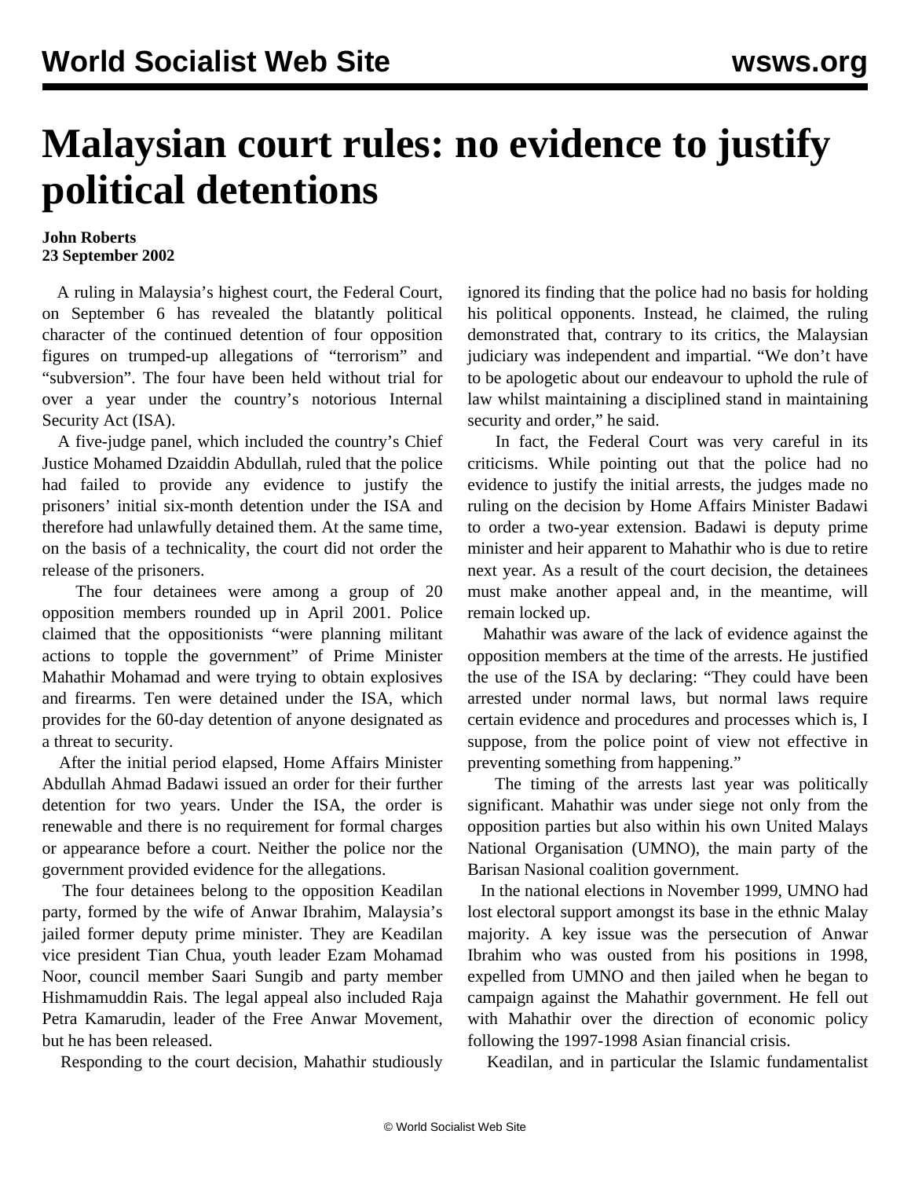# Malaysian court rules: no evidence to justify political detentions

**John Roberts**
**23 September 2002**

A ruling in Malaysia's highest court, the Federal Court, on September 6 has revealed the blatantly political character of the continued detention of four opposition figures on trumped-up allegations of "terrorism" and "subversion". The four have been held without trial for over a year under the country's notorious Internal Security Act (ISA).

A five-judge panel, which included the country's Chief Justice Mohamed Dzaiddin Abdullah, ruled that the police had failed to provide any evidence to justify the prisoners' initial six-month detention under the ISA and therefore had unlawfully detained them. At the same time, on the basis of a technicality, the court did not order the release of the prisoners.

The four detainees were among a group of 20 opposition members rounded up in April 2001. Police claimed that the oppositionists "were planning militant actions to topple the government" of Prime Minister Mahathir Mohamad and were trying to obtain explosives and firearms. Ten were detained under the ISA, which provides for the 60-day detention of anyone designated as a threat to security.

After the initial period elapsed, Home Affairs Minister Abdullah Ahmad Badawi issued an order for their further detention for two years. Under the ISA, the order is renewable and there is no requirement for formal charges or appearance before a court. Neither the police nor the government provided evidence for the allegations.

The four detainees belong to the opposition Keadilan party, formed by the wife of Anwar Ibrahim, Malaysia's jailed former deputy prime minister. They are Keadilan vice president Tian Chua, youth leader Ezam Mohamad Noor, council member Saari Sungib and party member Hishmamuddin Rais. The legal appeal also included Raja Petra Kamarudin, leader of the Free Anwar Movement, but he has been released.

Responding to the court decision, Mahathir studiously ignored its finding that the police had no basis for holding his political opponents. Instead, he claimed, the ruling demonstrated that, contrary to its critics, the Malaysian judiciary was independent and impartial. "We don't have to be apologetic about our endeavour to uphold the rule of law whilst maintaining a disciplined stand in maintaining security and order," he said.

In fact, the Federal Court was very careful in its criticisms. While pointing out that the police had no evidence to justify the initial arrests, the judges made no ruling on the decision by Home Affairs Minister Badawi to order a two-year extension. Badawi is deputy prime minister and heir apparent to Mahathir who is due to retire next year. As a result of the court decision, the detainees must make another appeal and, in the meantime, will remain locked up.

Mahathir was aware of the lack of evidence against the opposition members at the time of the arrests. He justified the use of the ISA by declaring: "They could have been arrested under normal laws, but normal laws require certain evidence and procedures and processes which is, I suppose, from the police point of view not effective in preventing something from happening."

The timing of the arrests last year was politically significant. Mahathir was under siege not only from the opposition parties but also within his own United Malays National Organisation (UMNO), the main party of the Barisan Nasional coalition government.

In the national elections in November 1999, UMNO had lost electoral support amongst its base in the ethnic Malay majority. A key issue was the persecution of Anwar Ibrahim who was ousted from his positions in 1998, expelled from UMNO and then jailed when he began to campaign against the Mahathir government. He fell out with Mahathir over the direction of economic policy following the 1997-1998 Asian financial crisis.

Keadilan, and in particular the Islamic fundamentalist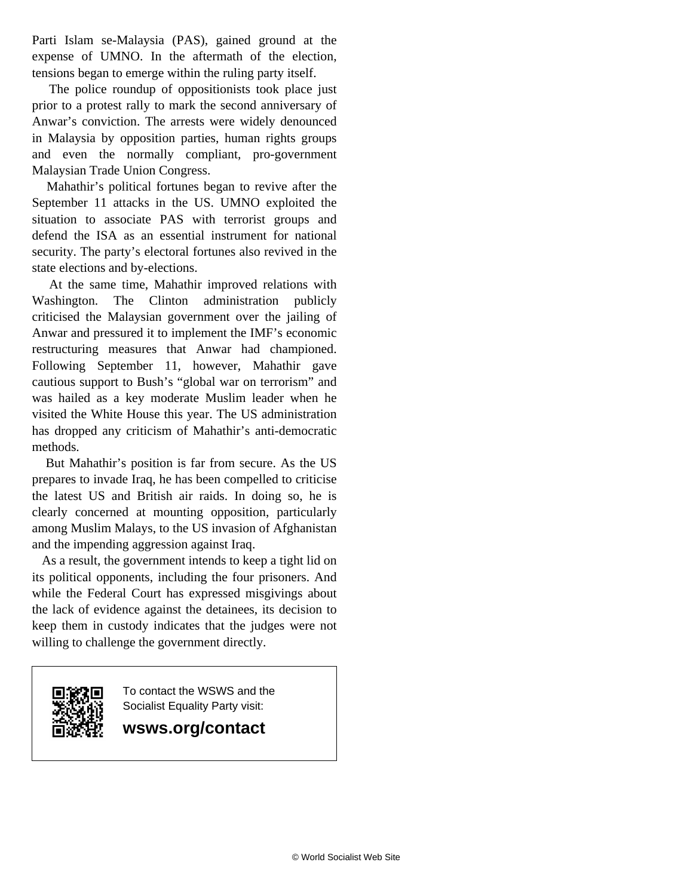Parti Islam se-Malaysia (PAS), gained ground at the expense of UMNO. In the aftermath of the election, tensions began to emerge within the ruling party itself.

The police roundup of oppositionists took place just prior to a protest rally to mark the second anniversary of Anwar's conviction. The arrests were widely denounced in Malaysia by opposition parties, human rights groups and even the normally compliant, pro-government Malaysian Trade Union Congress.

Mahathir's political fortunes began to revive after the September 11 attacks in the US. UMNO exploited the situation to associate PAS with terrorist groups and defend the ISA as an essential instrument for national security. The party's electoral fortunes also revived in the state elections and by-elections.

At the same time, Mahathir improved relations with Washington. The Clinton administration publicly criticised the Malaysian government over the jailing of Anwar and pressured it to implement the IMF's economic restructuring measures that Anwar had championed. Following September 11, however, Mahathir gave cautious support to Bush's "global war on terrorism" and was hailed as a key moderate Muslim leader when he visited the White House this year. The US administration has dropped any criticism of Mahathir's anti-democratic methods.

But Mahathir's position is far from secure. As the US prepares to invade Iraq, he has been compelled to criticise the latest US and British air raids. In doing so, he is clearly concerned at mounting opposition, particularly among Muslim Malays, to the US invasion of Afghanistan and the impending aggression against Iraq.

As a result, the government intends to keep a tight lid on its political opponents, including the four prisoners. And while the Federal Court has expressed misgivings about the lack of evidence against the detainees, its decision to keep them in custody indicates that the judges were not willing to challenge the government directly.

To contact the WSWS and the Socialist Equality Party visit:

**wsws.org/contact**